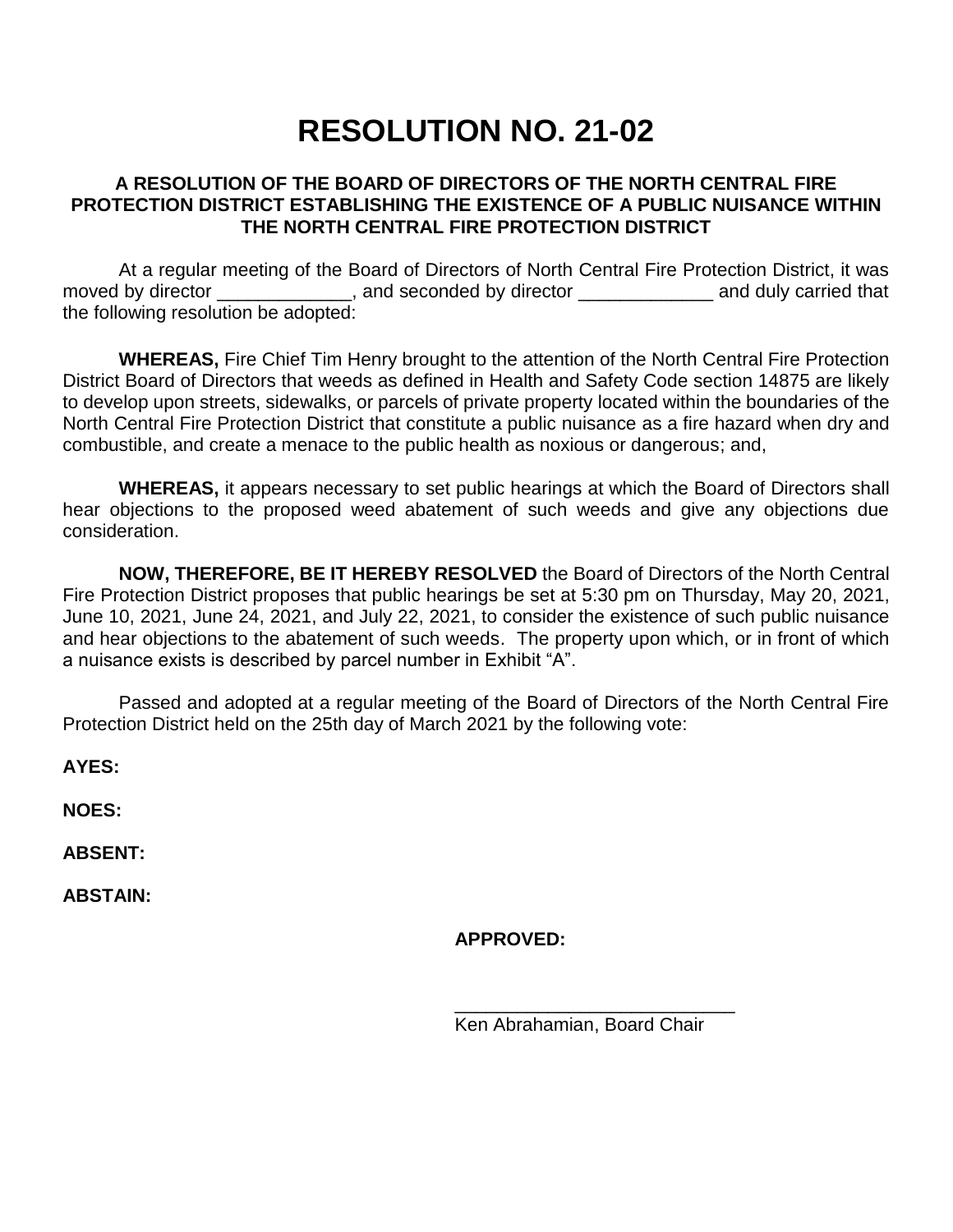# RESOLUTION NO. 21-02

**A RESOLUTION OF THE BOARD OF DIRECTORS OF THE NORTH CENTRAL FIRE PROTECTION DISTRICT ESTABLISHING THE EXISTENCE OF A PUBLIC NUISANCE WITHIN THE NORTH CENTRAL FIRE PROTECTION DISTRICT**

At a regular meeting of the Board of Directors of North Central Fire Protection District, it was moved by director _____________, and seconded by director _____________ and duly carried that the following resolution be adopted:

**WHEREAS,** Fire Chief Tim Henry brought to the attention of the North Central Fire Protection District Board of Directors that weeds as defined in Health and Safety Code section 14875 are likely to develop upon streets, sidewalks, or parcels of private property located within the boundaries of the North Central Fire Protection District that constitute a public nuisance as a fire hazard when dry and combustible, and create a menace to the public health as noxious or dangerous; and,

**WHEREAS,** it appears necessary to set public hearings at which the Board of Directors shall hear objections to the proposed weed abatement of such weeds and give any objections due consideration.

**NOW, THEREFORE, BE IT HEREBY RESOLVED** the Board of Directors of the North Central Fire Protection District proposes that public hearings be set at 5:30 pm on Thursday, May 20, 2021, June 10, 2021, June 24, 2021, and July 22, 2021, to consider the existence of such public nuisance and hear objections to the abatement of such weeds. The property upon which, or in front of which a nuisance exists is described by parcel number in Exhibit "A".

Passed and adopted at a regular meeting of the Board of Directors of the North Central Fire Protection District held on the 25th day of March 2021 by the following vote:

**AYES:**

**NOES:**

**ABSENT:**

**ABSTAIN:**

**APPROVED:**

___________________________
Ken Abrahamian, Board Chair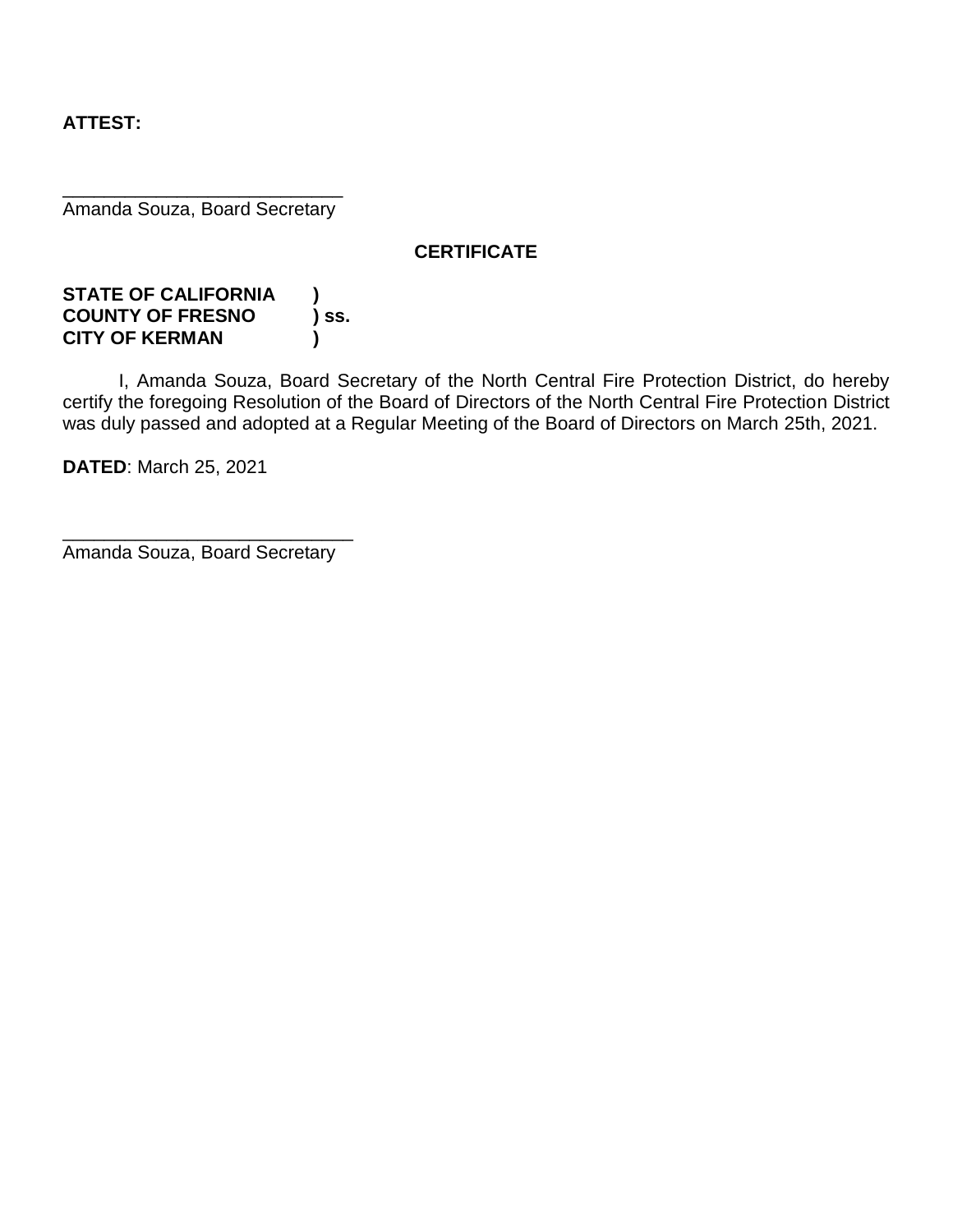**ATTEST:**

\_\_\_\_\_\_\_\_\_\_\_\_\_\_\_\_\_\_\_\_\_\_\_\_\_\_\_\_
Amanda Souza, Board Secretary

**CERTIFICATE**

**STATE OF CALIFORNIA )**
**COUNTY OF FRESNO ) ss.**
**CITY OF KERMAN )**

I, Amanda Souza, Board Secretary of the North Central Fire Protection District, do hereby certify the foregoing Resolution of the Board of Directors of the North Central Fire Protection District was duly passed and adopted at a Regular Meeting of the Board of Directors on March 25th, 2021.

**DATED**: March 25, 2021

\_\_\_\_\_\_\_\_\_\_\_\_\_\_\_\_\_\_\_\_\_\_\_\_\_\_\_\_\_
Amanda Souza, Board Secretary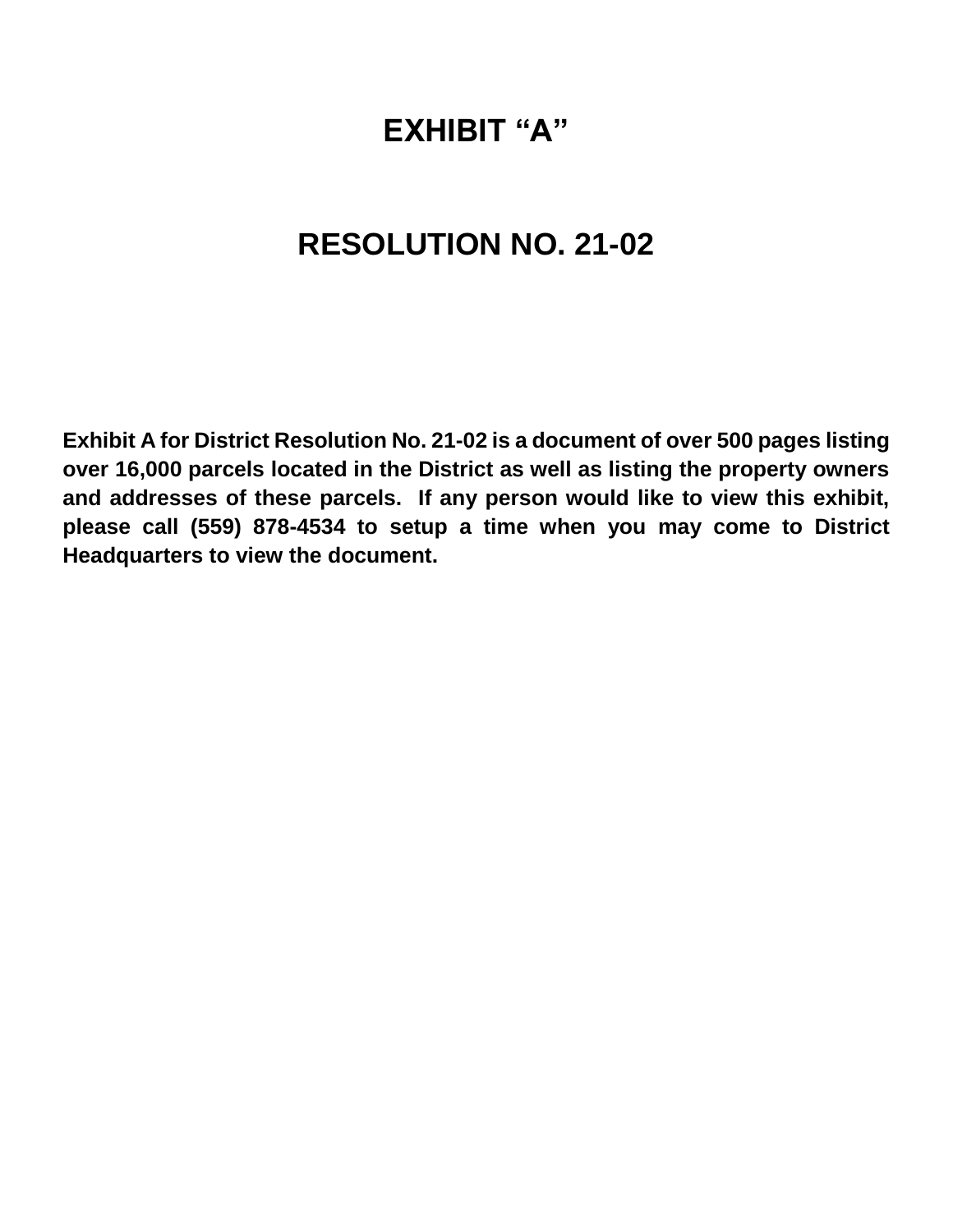# EXHIBIT “A”

# RESOLUTION NO. 21-02

**Exhibit A for District Resolution No. 21-02 is a document of over 500 pages listing over 16,000 parcels located in the District as well as listing the property owners and addresses of these parcels. If any person would like to view this exhibit, please call (559) 878-4534 to setup a time when you may come to District Headquarters to view the document.**